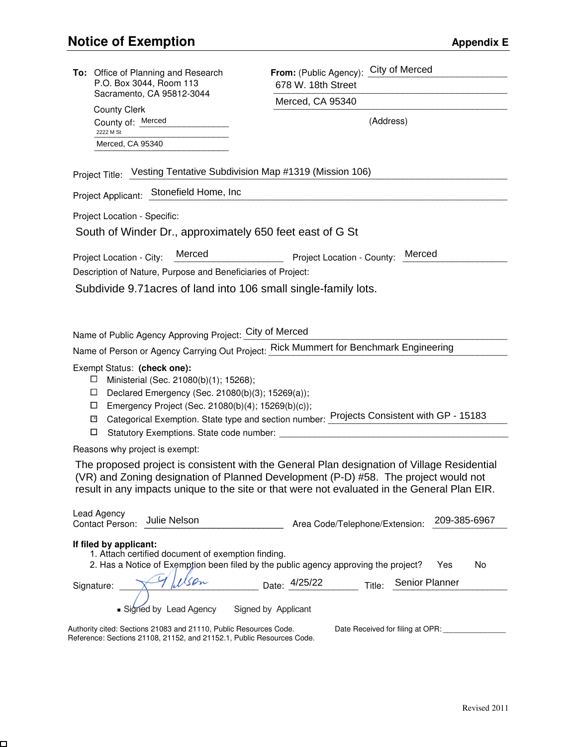# Notice of Exemption

**Appendix E**

**To:** Office of Planning and Research
P.O. Box 3044, Room 113
Sacramento, CA 95812-3044

County Clerk
County of: Merced
2222 M St
Merced, CA 95340

**From:** (Public Agency): City of Merced
678 W. 18th Street
Merced, CA 95340
(Address)

Project Title: Vesting Tentative Subdivision Map #1319 (Mission 106)

Project Applicant: Stonefield Home, Inc

Project Location - Specific:

South of Winder Dr., approximately 650 feet east of G St

Project Location - City: Merced    Project Location - County: Merced

Description of Nature, Purpose and Beneficiaries of Project:

Subdivide 9.71acres of land into 106 small single-family lots.

Name of Public Agency Approving Project: City of Merced

Name of Person or Agency Carrying Out Project: Rick Mummert for Benchmark Engineering

Exempt Status: **(check one):**

- ☐ Ministerial (Sec. 21080(b)(1); 15268);
- ☐ Declared Emergency (Sec. 21080(b)(3); 15269(a));
- ☐ Emergency Project (Sec. 21080(b)(4); 15269(b)(c));
- ☒ Categorical Exemption. State type and section number: Projects Consistent with GP - 15183
- ☐ Statutory Exemptions. State code number: ______

Reasons why project is exempt:

The proposed project is consistent with the General Plan designation of Village Residential (VR) and Zoning designation of Planned Development (P-D) #58. The project would not result in any impacts unique to the site or that were not evaluated in the General Plan EIR.

Lead Agency Contact Person: Julie Nelson    Area Code/Telephone/Extension: 209-385-6967

**If filed by applicant:**

1. Attach certified document of exemption finding.
2. Has a Notice of Exemption been filed by the public agency approving the project? Yes No

Signature: J Nelson    Date: 4/25/22    Title: Senior Planner

■ Signed by Lead Agency    Signed by Applicant

Authority cited: Sections 21083 and 21110, Public Resources Code.
Reference: Sections 21108, 21152, and 21152.1, Public Resources Code.

Date Received for filing at OPR: ______________

Revised 2011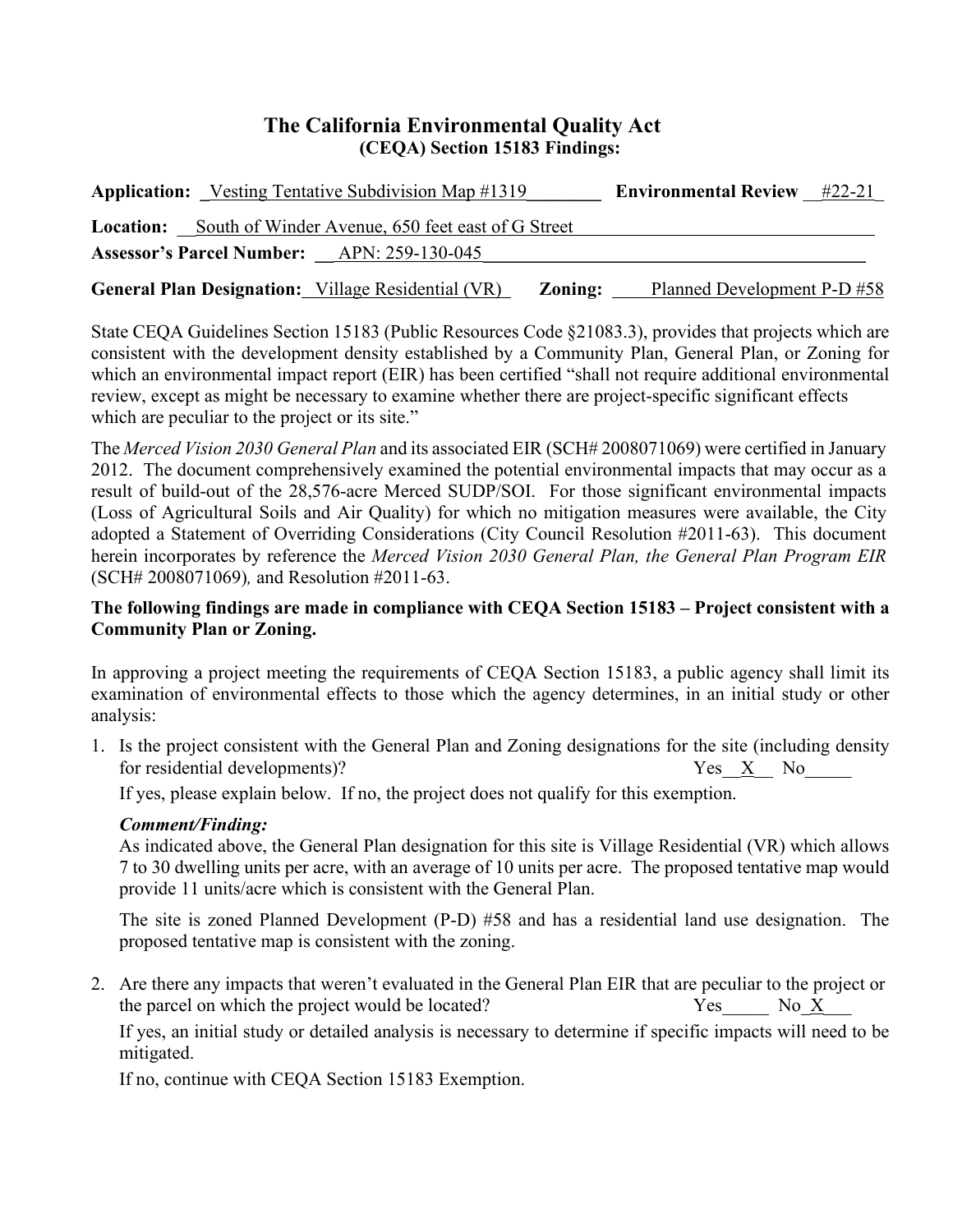# The California Environmental Quality Act
## (CEQA) Section 15183 Findings:

**Application:** Vesting Tentative Subdivision Map #1319 **Environmental Review** #22-21

**Location:** South of Winder Avenue, 650 feet east of G Street

**Assessor's Parcel Number:** APN: 259-130-045

**General Plan Designation:** Village Residential (VR) **Zoning:** Planned Development P-D #58

State CEQA Guidelines Section 15183 (Public Resources Code §21083.3), provides that projects which are consistent with the development density established by a Community Plan, General Plan, or Zoning for which an environmental impact report (EIR) has been certified "shall not require additional environmental review, except as might be necessary to examine whether there are project-specific significant effects which are peculiar to the project or its site."

The *Merced Vision 2030 General Plan* and its associated EIR (SCH# 2008071069) were certified in January 2012. The document comprehensively examined the potential environmental impacts that may occur as a result of build-out of the 28,576-acre Merced SUDP/SOI. For those significant environmental impacts (Loss of Agricultural Soils and Air Quality) for which no mitigation measures were available, the City adopted a Statement of Overriding Considerations (City Council Resolution #2011-63). This document herein incorporates by reference the *Merced Vision 2030 General Plan, the General Plan Program EIR* (SCH# 2008071069)*,* and Resolution #2011-63.

**The following findings are made in compliance with CEQA Section 15183 – Project consistent with a Community Plan or Zoning.**

In approving a project meeting the requirements of CEQA Section 15183, a public agency shall limit its examination of environmental effects to those which the agency determines, in an initial study or other analysis:

1. Is the project consistent with the General Plan and Zoning designations for the site (including density for residential developments)? Yes__X__ No_____

   If yes, please explain below. If no, the project does not qualify for this exemption.

   ***Comment/Finding:***

   As indicated above, the General Plan designation for this site is Village Residential (VR) which allows 7 to 30 dwelling units per acre, with an average of 10 units per acre. The proposed tentative map would provide 11 units/acre which is consistent with the General Plan.

   The site is zoned Planned Development (P-D) #58 and has a residential land use designation. The proposed tentative map is consistent with the zoning.

2. Are there any impacts that weren't evaluated in the General Plan EIR that are peculiar to the project or the parcel on which the project would be located? Yes_____ No_X___

   If yes, an initial study or detailed analysis is necessary to determine if specific impacts will need to be mitigated.

   If no, continue with CEQA Section 15183 Exemption.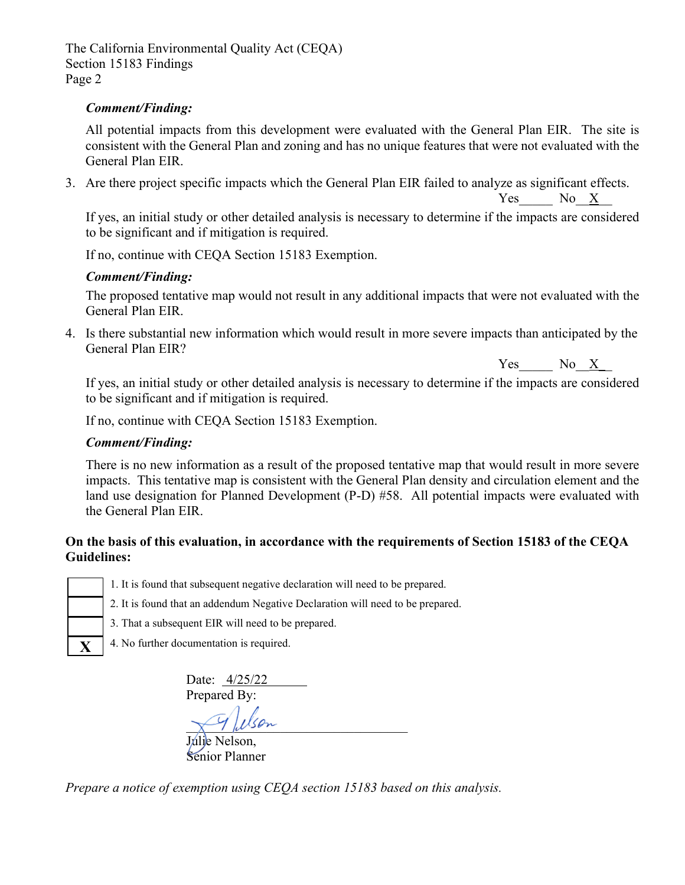***Comment/Finding:***

All potential impacts from this development were evaluated with the General Plan EIR. The site is consistent with the General Plan and zoning and has no unique features that were not evaluated with the General Plan EIR.

3. Are there project specific impacts which the General Plan EIR failed to analyze as significant effects.

   Yes_____ No__X__

   If yes, an initial study or other detailed analysis is necessary to determine if the impacts are considered to be significant and if mitigation is required.

   If no, continue with CEQA Section 15183 Exemption.

   ***Comment/Finding:***

   The proposed tentative map would not result in any additional impacts that were not evaluated with the General Plan EIR.

4. Is there substantial new information which would result in more severe impacts than anticipated by the General Plan EIR?

   Yes_____ No__X__

   If yes, an initial study or other detailed analysis is necessary to determine if the impacts are considered to be significant and if mitigation is required.

   If no, continue with CEQA Section 15183 Exemption.

   ***Comment/Finding:***

   There is no new information as a result of the proposed tentative map that would result in more severe impacts. This tentative map is consistent with the General Plan density and circulation element and the land use designation for Planned Development (P-D) #58. All potential impacts were evaluated with the General Plan EIR.

**On the basis of this evaluation, in accordance with the requirements of Section 15183 of the CEQA Guidelines:**

| | |
|---|---|
| | 1. It is found that subsequent negative declaration will need to be prepared. |
| | 2. It is found that an addendum Negative Declaration will need to be prepared. |
| | 3. That a subsequent EIR will need to be prepared. |
| X | 4. No further documentation is required. |

Date: 4/25/22
Prepared By:

J Nelson

Julie Nelson,
Senior Planner

*Prepare a notice of exemption using CEQA section 15183 based on this analysis.*